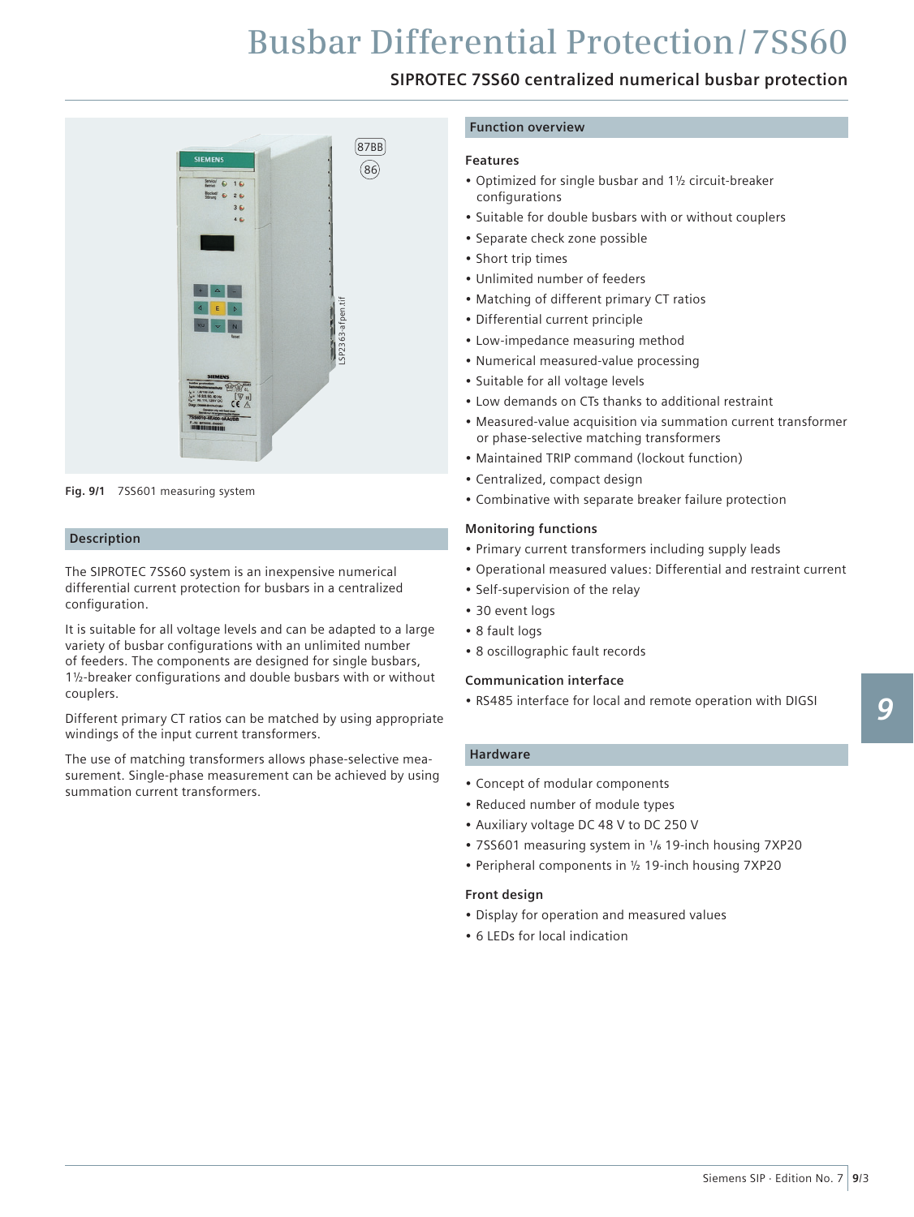# Busbar Differential Protection / 7SS60

## SIPROTEC 7SS60 centralized numerical busbar protection

**Fig. 9/1** 7SS601 measuring system

### Description

The SIPROTEC 7SS60 system is an inexpensive numerical differential current protection for busbars in a centralized configuration.

It is suitable for all voltage levels and can be adapted to a large variety of busbar configurations with an unlimited number of feeders. The components are designed for single busbars, 1½-breaker configurations and double busbars with or without couplers.

Different primary CT ratios can be matched by using appropriate windings of the input current transformers.

The use of matching transformers allows phase-selective measurement. Single-phase measurement can be achieved by using summation current transformers.

### Function overview

**Features**

- Optimized for single busbar and 1½ circuit-breaker configurations
- Suitable for double busbars with or without couplers
- Separate check zone possible
- Short trip times
- Unlimited number of feeders
- Matching of different primary CT ratios
- Differential current principle
- Low-impedance measuring method
- Numerical measured-value processing
- Suitable for all voltage levels
- Low demands on CTs thanks to additional restraint
- Measured-value acquisition via summation current transformer or phase-selective matching transformers
- Maintained TRIP command (lockout function)
- Centralized, compact design
- Combinative with separate breaker failure protection

**Monitoring functions**

- Primary current transformers including supply leads
- Operational measured values: Differential and restraint current
- Self-supervision of the relay
- 30 event logs
- 8 fault logs
- 8 oscillographic fault records

**Communication interface**

- RS485 interface for local and remote operation with DIGSI

### Hardware

- Concept of modular components
- Reduced number of module types
- Auxiliary voltage DC 48 V to DC 250 V
- 7SS601 measuring system in ⅙ 19-inch housing 7XP20
- Peripheral components in ½ 19-inch housing 7XP20

**Front design**

- Display for operation and measured values
- 6 LEDs for local indication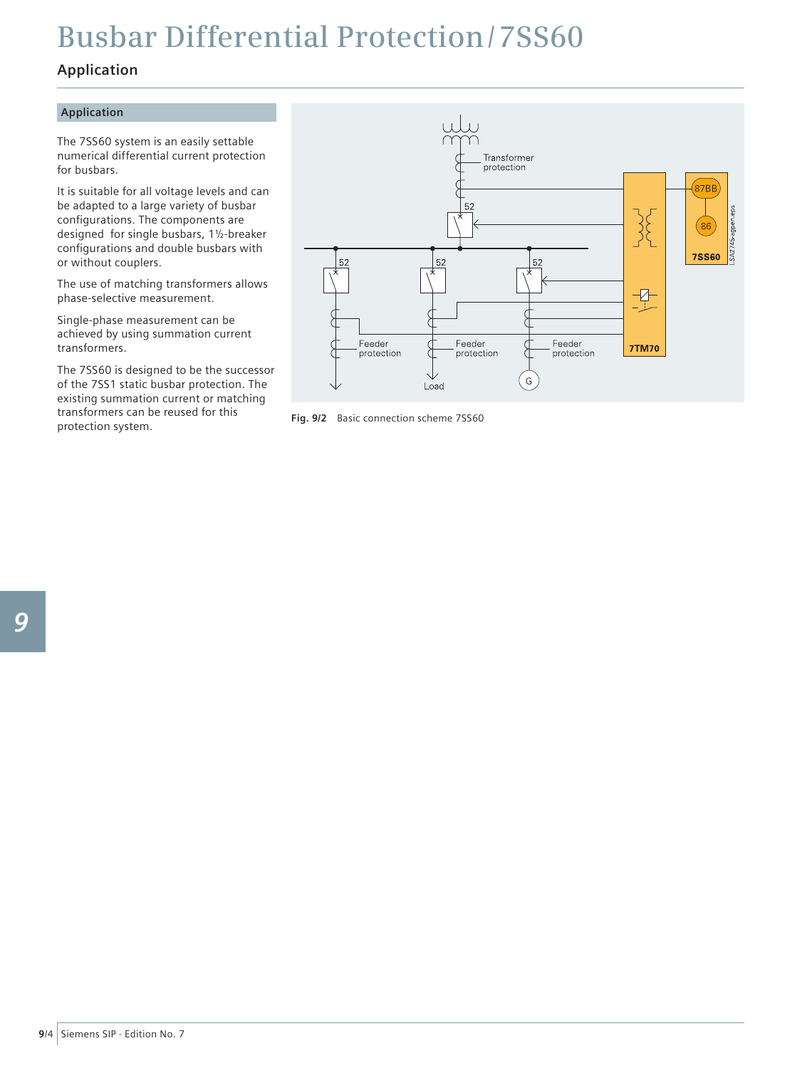# Busbar Differential Protection / 7SS60

## Application

### Application

The 7SS60 system is an easily settable numerical differential current protection for busbars.

It is suitable for all voltage levels and can be adapted to a large variety of busbar configurations. The components are designed for single busbars, 1½-breaker configurations and double busbars with or without couplers.

The use of matching transformers allows phase-selective measurement.

Single-phase measurement can be achieved by using summation current transformers.

The 7SS60 is designed to be the successor of the 7SS1 static busbar protection. The existing summation current or matching transformers can be reused for this protection system.

**Fig. 9/2** Basic connection scheme 7SS60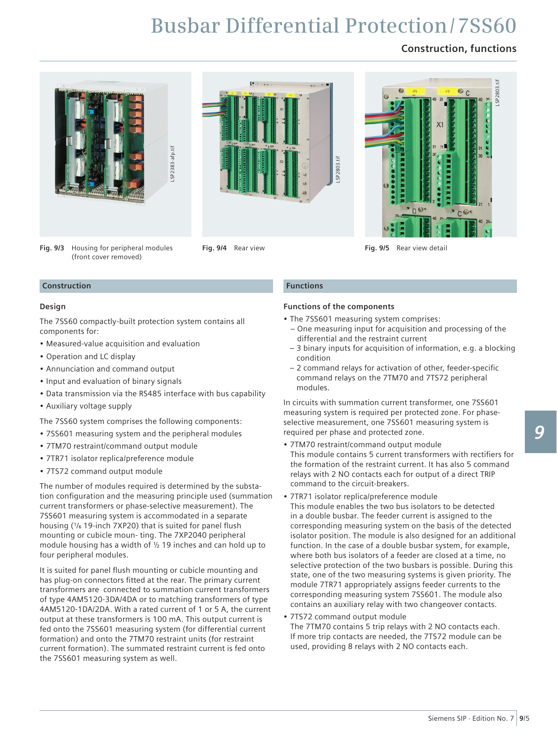# Busbar Differential Protection / 7SS60

## Construction, functions

Fig. 9/3 Housing for peripheral modules (front cover removed)

Fig. 9/4 Rear view

Fig. 9/5 Rear view detail

## Construction

### Design

The 7SS60 compactly-built protection system contains all components for:

- Measured-value acquisition and evaluation
- Operation and LC display
- Annunciation and command output
- Input and evaluation of binary signals
- Data transmission via the RS485 interface with bus capability
- Auxiliary voltage supply

The 7SS60 system comprises the following components:

- 7SS601 measuring system and the peripheral modules
- 7TM70 restraint/command output module
- 7TR71 isolator replica/preference module
- 7TS72 command output module

The number of modules required is determined by the substation configuration and the measuring principle used (summation current transformers or phase-selective measurement). The 7SS601 measuring system is accommodated in a separate housing (1/6 19-inch 7XP20) that is suited for panel flush mounting or cubicle moun- ting. The 7XP2040 peripheral module housing has a width of ½ 19 inches and can hold up to four peripheral modules.

It is suited for panel flush mounting or cubicle mounting and has plug-on connectors fitted at the rear. The primary current transformers are connected to summation current transformers of type 4AM5120-3DA/4DA or to matching transformers of type 4AM5120-1DA/2DA. With a rated current of 1 or 5 A, the current output at these transformers is 100 mA. This output current is fed onto the 7SS601 measuring system (for differential current formation) and onto the 7TM70 restraint units (for restraint current formation). The summated restraint current is fed onto the 7SS601 measuring system as well.

## Functions

### Functions of the components

- The 7SS601 measuring system comprises:
  - One measuring input for acquisition and processing of the differential and the restraint current
  - 3 binary inputs for acquisition of information, e.g. a blocking condition
  - 2 command relays for activation of other, feeder-specific command relays on the 7TM70 and 7TS72 peripheral modules.

In circuits with summation current transformer, one 7SS601 measuring system is required per protected zone. For phase-selective measurement, one 7SS601 measuring system is required per phase and protected zone.

- 7TM70 restraint/command output module
  This module contains 5 current transformers with rectifiers for the formation of the restraint current. It has also 5 command relays with 2 NO contacts each for output of a direct TRIP command to the circuit-breakers.
- 7TR71 isolator replica/preference module
  This module enables the two bus isolators to be detected in a double busbar. The feeder current is assigned to the corresponding measuring system on the basis of the detected isolator position. The module is also designed for an additional function. In the case of a double busbar system, for example, where both bus isolators of a feeder are closed at a time, no selective protection of the two busbars is possible. During this state, one of the two measuring systems is given priority. The module 7TR71 appropriately assigns feeder currents to the corresponding measuring system 7SS601. The module also contains an auxiliary relay with two changeover contacts.
- 7TS72 command output module
  The 7TM70 contains 5 trip relays with 2 NO contacts each. If more trip contacts are needed, the 7TS72 module can be used, providing 8 relays with 2 NO contacts each.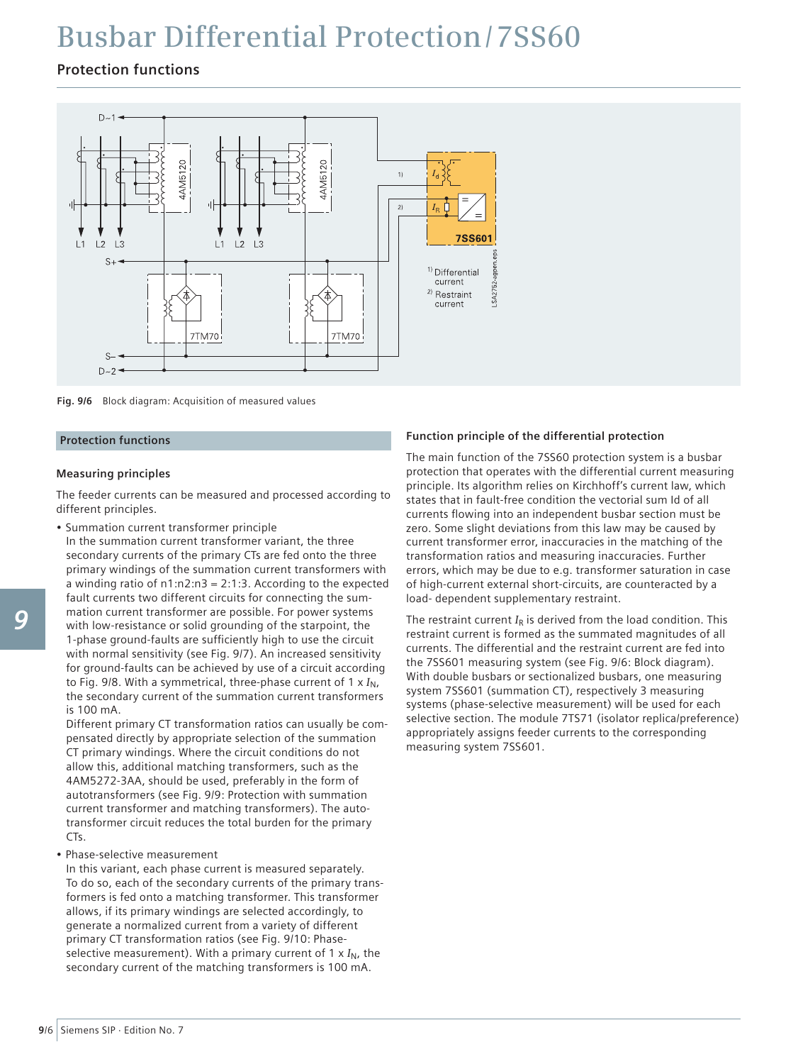# Busbar Differential Protection / 7SS60

## Protection functions

Fig. 9/6 Block diagram: Acquisition of measured values

## Protection functions

### Measuring principles

The feeder currents can be measured and processed according to different principles.

- Summation current transformer principle
  In the summation current transformer variant, the three secondary currents of the primary CTs are fed onto the three primary windings of the summation current transformers with a winding ratio of n1:n2:n3 = 2:1:3. According to the expected fault currents two different circuits for connecting the summation current transformer are possible. For power systems with low-resistance or solid grounding of the starpoint, the 1-phase ground-faults are sufficiently high to use the circuit with normal sensitivity (see Fig. 9/7). An increased sensitivity for ground-faults can be achieved by use of a circuit according to Fig. 9/8. With a symmetrical, three-phase current of 1 x $I_N$, the secondary current of the summation current transformers is 100 mA.
  Different primary CT transformation ratios can usually be compensated directly by appropriate selection of the summation CT primary windings. Where the circuit conditions do not allow this, additional matching transformers, such as the 4AM5272-3AA, should be used, preferably in the form of autotransformers (see Fig. 9/9: Protection with summation current transformer and matching transformers). The autotransformer circuit reduces the total burden for the primary CTs.
- Phase-selective measurement
  In this variant, each phase current is measured separately. To do so, each of the secondary currents of the primary transformers is fed onto a matching transformer. This transformer allows, if its primary windings are selected accordingly, to generate a normalized current from a variety of different primary CT transformation ratios (see Fig. 9/10: Phase-selective measurement). With a primary current of 1 x $I_N$, the secondary current of the matching transformers is 100 mA.

### Function principle of the differential protection

The main function of the 7SS60 protection system is a busbar protection that operates with the differential current measuring principle. Its algorithm relies on Kirchhoff's current law, which states that in fault-free condition the vectorial sum Id of all currents flowing into an independent busbar section must be zero. Some slight deviations from this law may be caused by current transformer error, inaccuracies in the matching of the transformation ratios and measuring inaccuracies. Further errors, which may be due to e.g. transformer saturation in case of high-current external short-circuits, are counteracted by a load- dependent supplementary restraint.

The restraint current $I_R$ is derived from the load condition. This restraint current is formed as the summated magnitudes of all currents. The differential and the restraint current are fed into the 7SS601 measuring system (see Fig. 9/6: Block diagram). With double busbars or sectionalized busbars, one measuring system 7SS601 (summation CT), respectively 3 measuring systems (phase-selective measurement) will be used for each selective section. The module 7TS71 (isolator replica/preference) appropriately assigns feeder currents to the corresponding measuring system 7SS601.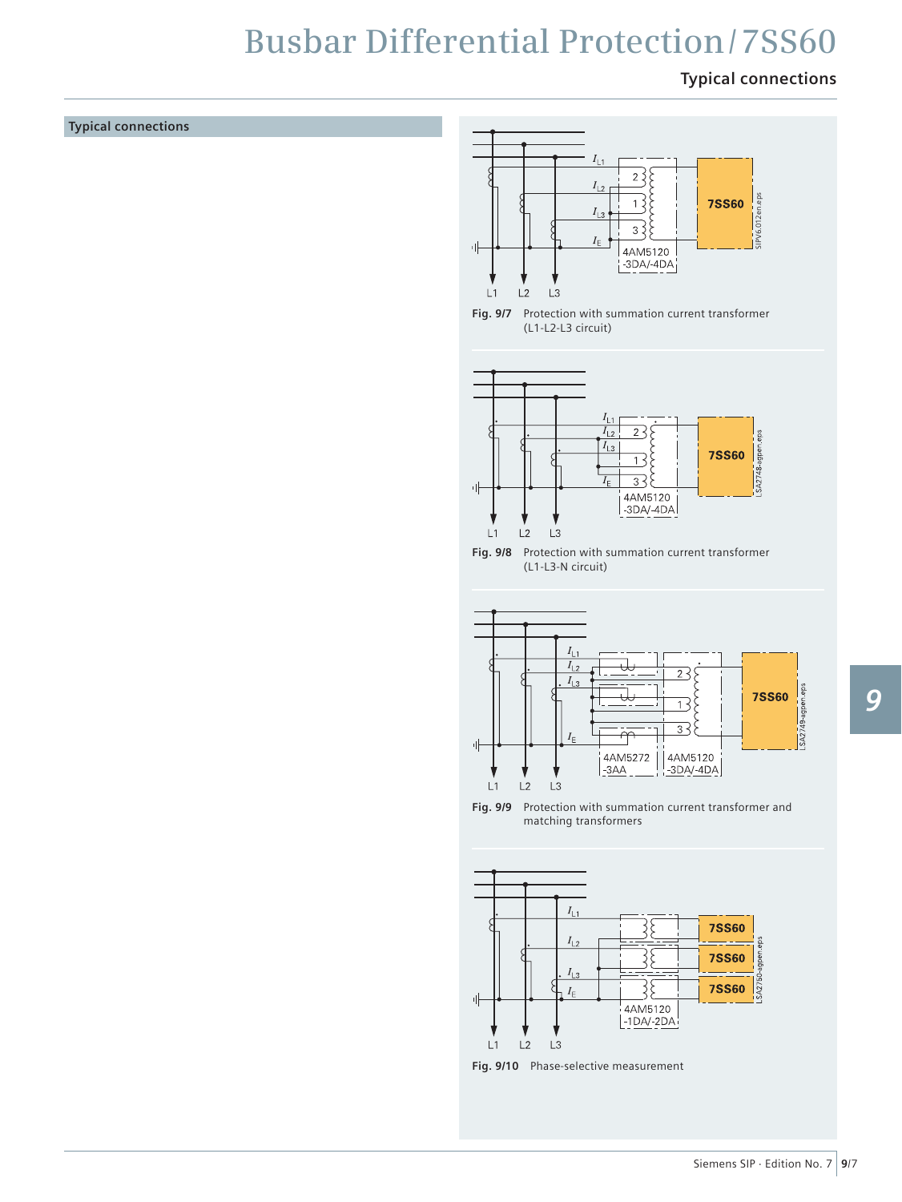## Typical connections

Fig. 9/7 Protection with summation current transformer (L1-L2-L3 circuit)

Fig. 9/8 Protection with summation current transformer (L1-L3-N circuit)

Fig. 9/9 Protection with summation current transformer and matching transformers

Fig. 9/10 Phase-selective measurement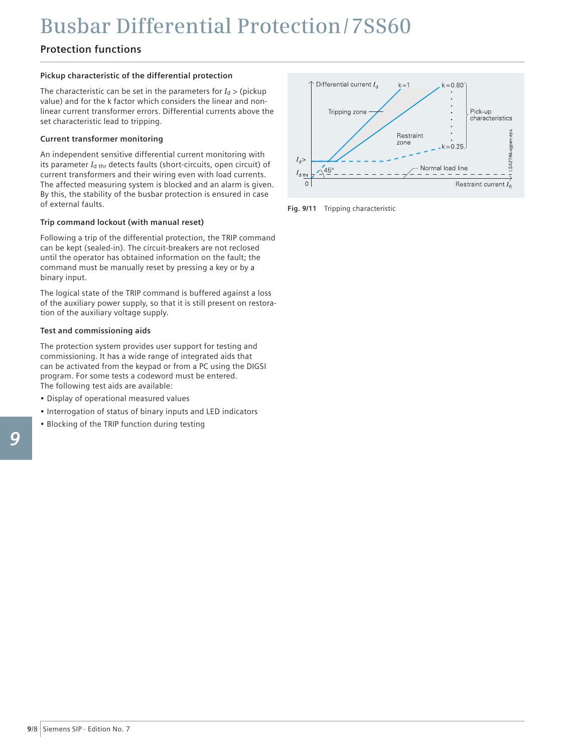# Busbar Differential Protection / 7SS60

## Protection functions

### Pickup characteristic of the differential protection

The characteristic can be set in the parameters for $I_d$ > (pickup value) and for the k factor which considers the linear and non-linear current transformer errors. Differential currents above the set characteristic lead to tripping.

### Current transformer monitoring

An independent sensitive differential current monitoring with its parameter $I_{d\ thr}$ detects faults (short-circuits, open circuit) of current transformers and their wiring even with load currents. The affected measuring system is blocked and an alarm is given. By this, the stability of the busbar protection is ensured in case of external faults.

### Trip command lockout (with manual reset)

Following a trip of the differential protection, the TRIP command can be kept (sealed-in). The circuit-breakers are not reclosed until the operator has obtained information on the fault; the command must be manually reset by pressing a key or by a binary input.

The logical state of the TRIP command is buffered against a loss of the auxiliary power supply, so that it is still present on restoration of the auxiliary voltage supply.

### Test and commissioning aids

The protection system provides user support for testing and commissioning. It has a wide range of integrated aids that can be activated from the keypad or from a PC using the DIGSI program. For some tests a codeword must be entered. The following test aids are available:

- Display of operational measured values
- Interrogation of status of binary inputs and LED indicators
- Blocking of the TRIP function during testing

**Fig. 9/11** Tripping characteristic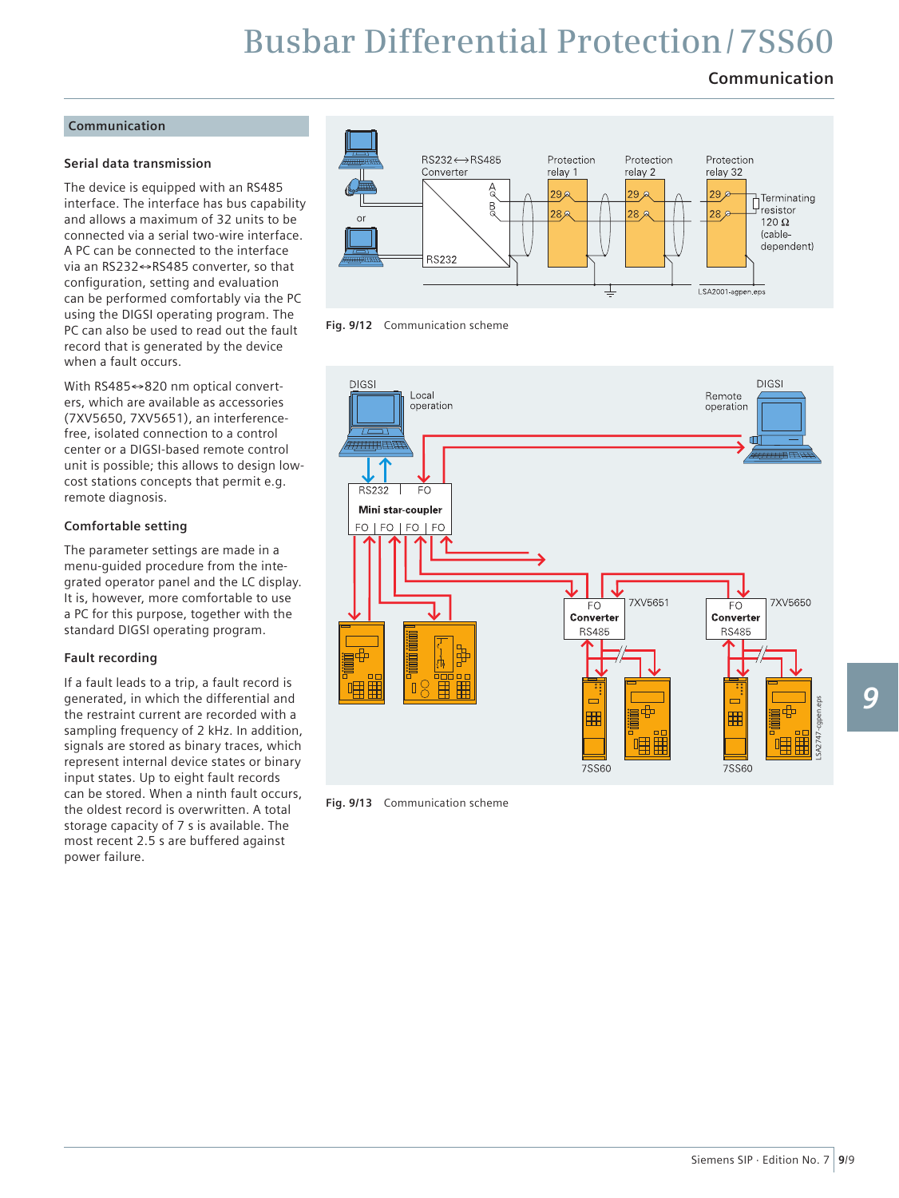## Communication

### Serial data transmission

The device is equipped with an RS485 interface. The interface has bus capability and allows a maximum of 32 units to be connected via a serial two-wire interface. A PC can be connected to the interface via an RS232↔RS485 converter, so that configuration, setting and evaluation can be performed comfortably via the PC using the DIGSI operating program. The PC can also be used to read out the fault record that is generated by the device when a fault occurs.

With RS485↔820 nm optical converters, which are available as accessories (7XV5650, 7XV5651), an interference-free, isolated connection to a control center or a DIGSI-based remote control unit is possible; this allows to design low-cost stations concepts that permit e.g. remote diagnosis.

### Comfortable setting

The parameter settings are made in a menu-guided procedure from the integrated operator panel and the LC display. It is, however, more comfortable to use a PC for this purpose, together with the standard DIGSI operating program.

### Fault recording

If a fault leads to a trip, a fault record is generated, in which the differential and the restraint current are recorded with a sampling frequency of 2 kHz. In addition, signals are stored as binary traces, which represent internal device states or binary input states. Up to eight fault records can be stored. When a ninth fault occurs, the oldest record is overwritten. A total storage capacity of 7 s is available. The most recent 2.5 s are buffered against power failure.

**Fig. 9/12** Communication scheme

**Fig. 9/13** Communication scheme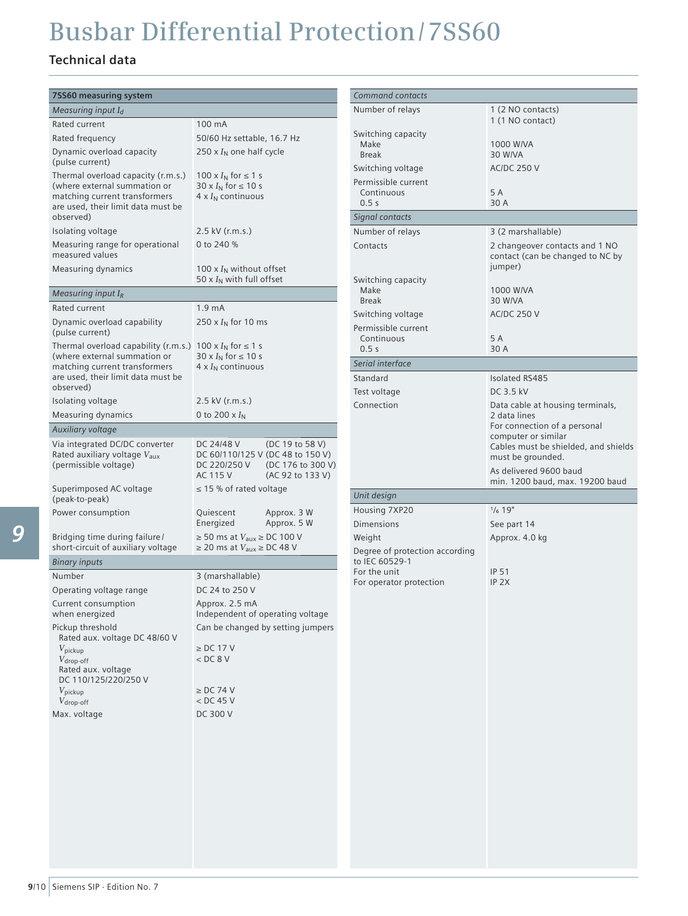# Busbar Differential Protection / 7SS60

## Technical data

| **7SS60 measuring system** | |
|---|---|
| *Measuring input $I_d$* | |
| Rated current | 100 mA |
| Rated frequency | 50/60 Hz settable, 16.7 Hz |
| Dynamic overload capacity (pulse current) | 250 x $I_N$ one half cycle |
| Thermal overload capacity (r.m.s.) (where external summation or matching current transformers are used, their limit data must be observed) | 100 x $I_N$ for ≤ 1 s<br>30 x $I_N$ for ≤ 10 s<br>4 x $I_N$ continuous |
| Isolating voltage | 2.5 kV (r.m.s.) |
| Measuring range for operational measured values | 0 to 240 % |
| Measuring dynamics | 100 x $I_N$ without offset<br>50 x $I_N$ with full offset |
| *Measuring input $I_R$* | |
| Rated current | 1.9 mA |
| Dynamic overload capability (pulse current) | 250 x $I_N$ for 10 ms |
| Thermal overload capability (r.m.s.) (where external summation or matching current transformers are used, their limit data must be observed) | 100 x $I_N$ for ≤ 1 s<br>30 x $I_N$ for ≤ 10 s<br>4 x $I_N$ continuous |
| Isolating voltage | 2.5 kV (r.m.s.) |
| Measuring dynamics | 0 to 200 x $I_N$ |
| *Auxiliary voltage* | |
| Via integrated DC/DC converter<br>Rated auxiliary voltage $V_{aux}$<br>(permissible voltage) | DC 24/48 V (DC 19 to 58 V)<br>DC 60/110/125 V (DC 48 to 150 V)<br>DC 220/250 V (DC 176 to 300 V)<br>AC 115 V (AC 92 to 133 V) |
| Superimposed AC voltage (peak-to-peak) | ≤ 15 % of rated voltage |
| Power consumption | Quiescent Approx. 3 W<br>Energized Approx. 5 W |
| Bridging time during failure / short-circuit of auxiliary voltage | ≥ 50 ms at $V_{aux}$ ≥ DC 100 V<br>≥ 20 ms at $V_{aux}$ ≥ DC 48 V |
| *Binary inputs* | |
| Number | 3 (marshallable) |
| Operating voltage range | DC 24 to 250 V |
| Current consumption when energized | Approx. 2.5 mA<br>Independent of operating voltage |
| Pickup threshold | Can be changed by setting jumpers |
| Rated aux. voltage DC 48/60 V | |
| $V_{pickup}$ | ≥ DC 17 V |
| $V_{drop-off}$ | < DC 8 V |
| Rated aux. voltage DC 110/125/220/250 V | |
| $V_{pickup}$ | ≥ DC 74 V |
| $V_{drop-off}$ | < DC 45 V |
| Max. voltage | DC 300 V |

| *Command contacts* | |
|---|---|
| Number of relays | 1 (2 NO contacts)<br>1 (1 NO contact) |
| Switching capacity | |
| Make | 1000 W/VA |
| Break | 30 W/VA |
| Switching voltage | AC/DC 250 V |
| Permissible current | |
| Continuous | 5 A |
| 0.5 s | 30 A |
| *Signal contacts* | |
| Number of relays | 3 (2 marshallable) |
| Contacts | 2 changeover contacts and 1 NO contact (can be changed to NC by jumper) |
| Switching capacity | |
| Make | 1000 W/VA |
| Break | 30 W/VA |
| Switching voltage | AC/DC 250 V |
| Permissible current | |
| Continuous | 5 A |
| 0.5 s | 30 A |
| *Serial interface* | |
| Standard | Isolated RS485 |
| Test voltage | DC 3.5 kV |
| Connection | Data cable at housing terminals, 2 data lines<br>For connection of a personal computer or similar<br>Cables must be shielded, and shields must be grounded.<br>As delivered 9600 baud<br>min. 1200 baud, max. 19200 baud |
| *Unit design* | |
| Housing 7XP20 | 1/6 19" |
| Dimensions | See part 14 |
| Weight | Approx. 4.0 kg |
| Degree of protection according to IEC 60529-1 | |
| For the unit | IP 51 |
| For operator protection | IP 2X |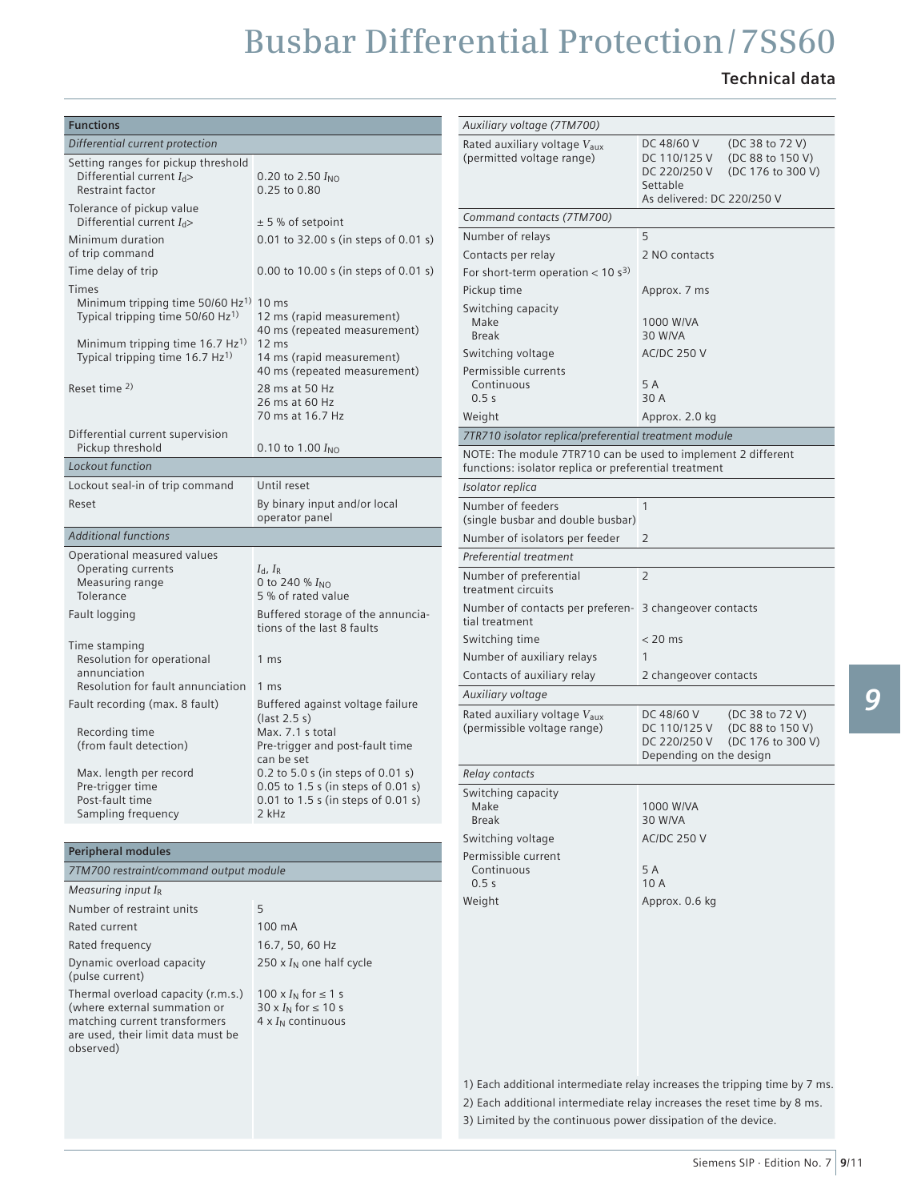# Busbar Differential Protection / 7SS60

## Technical data

| Functions | |
|---|---|
| *Differential current protection* | |
| Setting ranges for pickup threshold<br>Differential current $I_d$><br>Restraint factor | <br>0.20 to 2.50 $I_{NO}$<br>0.25 to 0.80 |
| Tolerance of pickup value<br>Differential current $I_d$> | <br>± 5 % of setpoint |
| Minimum duration of trip command | 0.01 to 32.00 s (in steps of 0.01 s) |
| Time delay of trip | 0.00 to 10.00 s (in steps of 0.01 s) |
| Times<br>Minimum tripping time 50/60 Hz[1)]<br>Typical tripping time 50/60 Hz[1)]<br><br>Minimum tripping time 16.7 Hz[1)]<br>Typical tripping time 16.7 Hz[1)] | <br>10 ms<br>12 ms (rapid measurement)<br>40 ms (repeated measurement)<br>12 ms<br>14 ms (rapid measurement)<br>40 ms (repeated measurement) |
| Reset time [2)] | 28 ms at 50 Hz<br>26 ms at 60 Hz<br>70 ms at 16.7 Hz |
| Differential current supervision<br>Pickup threshold | <br>0.10 to 1.00 $I_{NO}$ |
| *Lockout function* | |
| Lockout seal-in of trip command | Until reset |
| Reset | By binary input and/or local operator panel |
| *Additional functions* | |
| Operational measured values<br>Operating currents<br>Measuring range<br>Tolerance | <br>$I_d$, $I_R$<br>0 to 240 % $I_{NO}$<br>5 % of rated value |
| Fault logging | Buffered storage of the annunciations of the last 8 faults |
| Time stamping<br>Resolution for operational annunciation<br>Resolution for fault annunciation | <br>1 ms<br>1 ms |
| Fault recording (max. 8 fault)<br><br>Recording time<br>(from fault detection)<br><br>Max. length per record<br>Pre-trigger time<br>Post-fault time<br>Sampling frequency | Buffered against voltage failure (last 2.5 s)<br>Max. 7.1 s total<br>Pre-trigger and post-fault time can be set<br>0.2 to 5.0 s (in steps of 0.01 s)<br>0.05 to 1.5 s (in steps of 0.01 s)<br>0.01 to 1.5 s (in steps of 0.01 s)<br>2 kHz |

| Peripheral modules | |
|---|---|
| *7TM700 restraint/command output module* | |
| *Measuring input $I_R$* | |
| Number of restraint units | 5 |
| Rated current | 100 mA |
| Rated frequency | 16.7, 50, 60 Hz |
| Dynamic overload capacity (pulse current) | 250 x $I_N$ one half cycle |
| Thermal overload capacity (r.m.s.) (where external summation or matching current transformers are used, their limit data must be observed) | 100 x $I_N$ for ≤ 1 s<br>30 x $I_N$ for ≤ 10 s<br>4 x $I_N$ continuous |
| *Auxiliary voltage (7TM700)* | |
| Rated auxiliary voltage $V_{aux}$<br>(permitted voltage range) | DC 48/60 V (DC 38 to 72 V)<br>DC 110/125 V (DC 88 to 150 V)<br>DC 220/250 V (DC 176 to 300 V)<br>Settable<br>As delivered: DC 220/250 V |
| *Command contacts (7TM700)* | |
| Number of relays | 5 |
| Contacts per relay | 2 NO contacts |
| For short-term operation < 10 s[3)] | |
| Pickup time | Approx. 7 ms |
| Switching capacity<br>Make<br>Break | <br>1000 W/VA<br>30 W/VA |
| Switching voltage | AC/DC 250 V |
| Permissible currents<br>Continuous<br>0.5 s | <br>5 A<br>30 A |
| Weight | Approx. 2.0 kg |
| *7TR710 isolator replica/preferential treatment module* | |
| NOTE: The module 7TR710 can be used to implement 2 different functions: isolator replica or preferential treatment | |
| *Isolator replica* | |
| Number of feeders (single busbar and double busbar) | 1 |
| Number of isolators per feeder | 2 |
| *Preferential treatment* | |
| Number of preferential treatment circuits | 2 |
| Number of contacts per preferential treatment | 3 changeover contacts |
| Switching time | < 20 ms |
| Number of auxiliary relays | 1 |
| Contacts of auxiliary relay | 2 changeover contacts |
| *Auxiliary voltage* | |
| Rated auxiliary voltage $V_{aux}$<br>(permissible voltage range) | DC 48/60 V (DC 38 to 72 V)<br>DC 110/125 V (DC 88 to 150 V)<br>DC 220/250 V (DC 176 to 300 V)<br>Depending on the design |
| *Relay contacts* | |
| Switching capacity<br>Make<br>Break | <br>1000 W/VA<br>30 W/VA |
| Switching voltage | AC/DC 250 V |
| Permissible current<br>Continuous<br>0.5 s | <br>5 A<br>10 A |
| Weight | Approx. 0.6 kg |

1) Each additional intermediate relay increases the tripping time by 7 ms.
2) Each additional intermediate relay increases the reset time by 8 ms.
3) Limited by the continuous power dissipation of the device.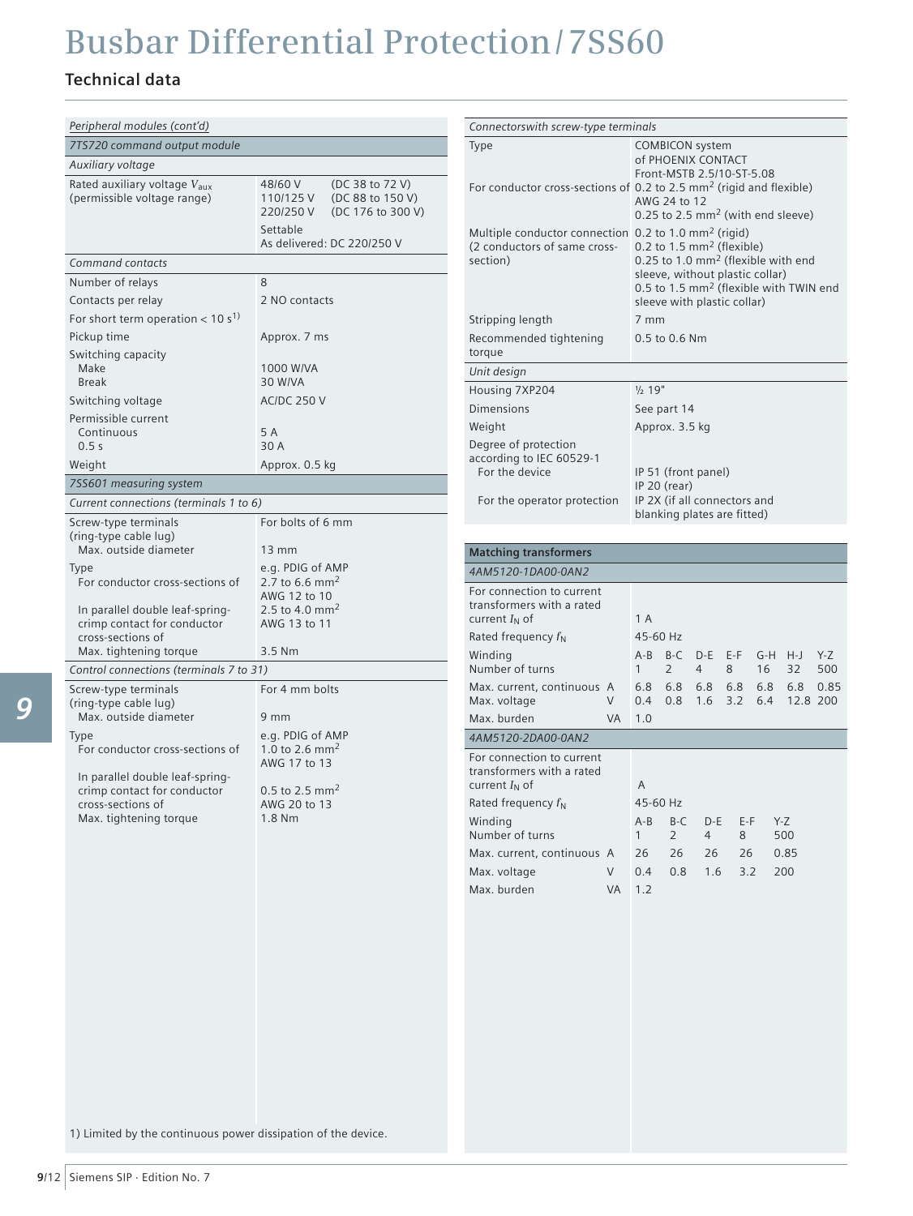# Busbar Differential Protection / 7SS60

## Technical data

| *Peripheral modules (cont'd)* | |
|---|---|
| *7TS720 command output module* | |
| *Auxiliary voltage* | |
| Rated auxiliary voltage $V_{aux}$ (permissible voltage range) | 48/60 V (DC 38 to 72 V)<br>110/125 V (DC 88 to 150 V)<br>220/250 V (DC 176 to 300 V)<br>Settable<br>As delivered: DC 220/250 V |
| *Command contacts* | |
| Number of relays | 8 |
| Contacts per relay | 2 NO contacts |
| For short term operation < 10 s[1] | |
| Pickup time | Approx. 7 ms |
| Switching capacity<br>Make<br>Break | <br>1000 W/VA<br>30 W/VA |
| Switching voltage | AC/DC 250 V |
| Permissible current<br>Continuous<br>0.5 s | <br>5 A<br>30 A |
| Weight | Approx. 0.5 kg |
| *7SS601 measuring system* | |
| *Current connections (terminals 1 to 6)* | |
| Screw-type terminals (ring-type cable lug)<br>Max. outside diameter | For bolts of 6 mm<br>13 mm |
| Type<br>For conductor cross-sections of<br>In parallel double leaf-spring-crimp contact for conductor cross-sections of<br>Max. tightening torque | e.g. PDIG of AMP<br>2.7 to 6.6 mm²<br>AWG 12 to 10<br>2.5 to 4.0 mm²<br>AWG 13 to 11<br>3.5 Nm |
| *Control connections (terminals 7 to 31)* | |
| Screw-type terminals (ring-type cable lug)<br>Max. outside diameter | For 4 mm bolts<br>9 mm |
| Type<br>For conductor cross-sections of<br>In parallel double leaf-spring-crimp contact for conductor cross-sections of<br>Max. tightening torque | e.g. PDIG of AMP<br>1.0 to 2.6 mm²<br>AWG 17 to 13<br>0.5 to 2.5 mm²<br>AWG 20 to 13<br>1.8 Nm |

1) Limited by the continuous power dissipation of the device.

| *Connectorswith screw-type terminals* | |
|---|---|
| Type | COMBICON system of PHOENIX CONTACT Front-MSTB 2.5/10-ST-5.08 |
| For conductor cross-sections of | 0.2 to 2.5 mm² (rigid and flexible)<br>AWG 24 to 12<br>0.25 to 2.5 mm² (with end sleeve) |
| Multiple conductor connection (2 conductors of same cross-section) | 0.2 to 1.0 mm² (rigid)<br>0.2 to 1.5 mm² (flexible)<br>0.25 to 1.0 mm² (flexible with end sleeve, without plastic collar)<br>0.5 to 1.5 mm² (flexible with TWIN end sleeve with plastic collar) |
| Stripping length | 7 mm |
| Recommended tightening torque | 0.5 to 0.6 Nm |
| *Unit design* | |
| Housing 7XP204 | ½ 19" |
| Dimensions | See part 14 |
| Weight | Approx. 3.5 kg |
| Degree of protection according to IEC 60529-1<br>For the device<br><br>For the operator protection | <br><br>IP 51 (front panel)<br>IP 20 (rear)<br>IP 2X (if all connectors and blanking plates are fitted) |

### Matching transformers

*4AM5120-1DA00-0AN2*

| | | | | | | | | |
|---|---|---|---|---|---|---|---|---|
| For connection to current transformers with a rated current $I_N$ of | 1 A | | | | | | | |
| Rated frequency $f_N$ | 45-60 Hz | | | | | | | |
| Winding | A-B | B-C | D-E | E-F | G-H | H-J | Y-Z |
| Number of turns | 1 | 2 | 4 | 8 | 16 | 32 | 500 |
| Max. current, continuous A | 6.8 | 6.8 | 6.8 | 6.8 | 6.8 | 6.8 | 0.85 |
| Max. voltage V | 0.4 | 0.8 | 1.6 | 3.2 | 6.4 | 12.8 | 200 |
| Max. burden VA | 1.0 | | | | | | |

*4AM5120-2DA00-0AN2*

| | | | | | |
|---|---|---|---|---|---|
| For connection to current transformers with a rated current $I_N$ of | A | | | | |
| Rated frequency $f_N$ | 45-60 Hz | | | | |
| Winding | A-B | B-C | D-E | E-F | Y-Z |
| Number of turns | 1 | 2 | 4 | 8 | 500 |
| Max. current, continuous A | 26 | 26 | 26 | 26 | 0.85 |
| Max. voltage V | 0.4 | 0.8 | 1.6 | 3.2 | 200 |
| Max. burden VA | 1.2 | | | | |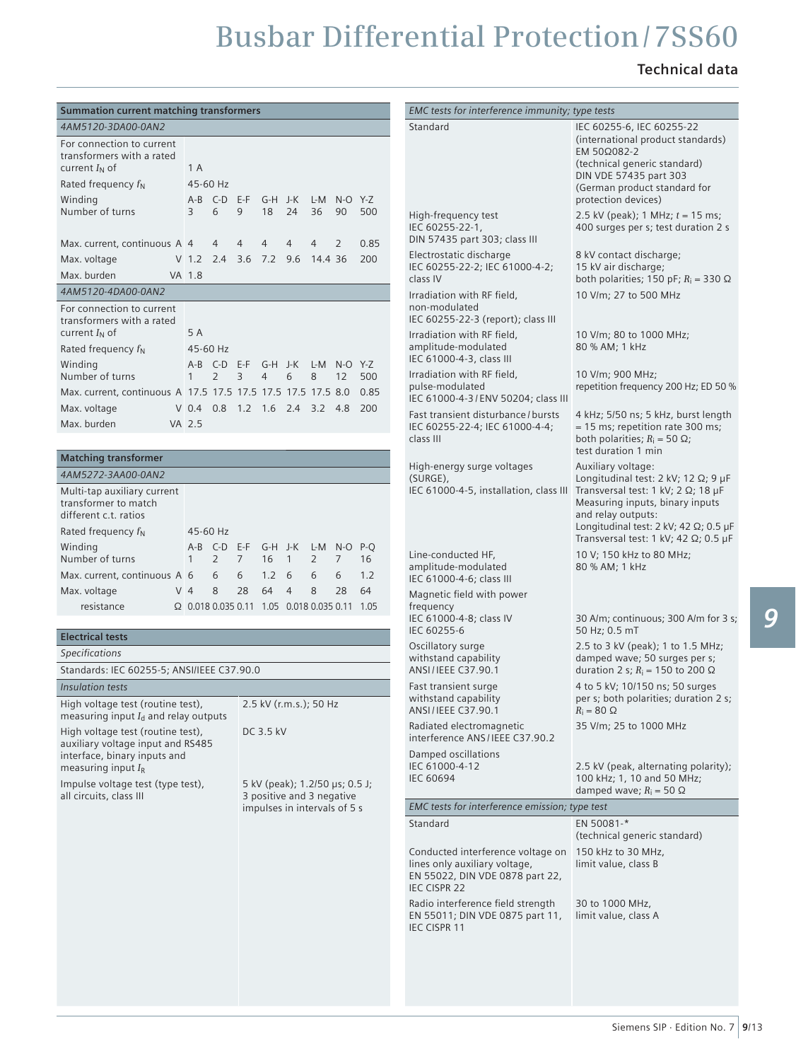# Busbar Differential Protection / 7SS60

## Technical data

### Summation current matching transformers

**4AM5120-3DA00-0AN2**

For connection to current transformers with a rated current $I_N$ of: 1 A

Rated frequency $f_N$: 45-60 Hz

| Winding | | A-B | C-D | E-F | G-H | J-K | L-M | N-O | Y-Z |
|---|---|---|---|---|---|---|---|---|---|
| Number of turns | | 3 | 6 | 9 | 18 | 24 | 36 | 90 | 500 |
| Max. current, continuous | A | 4 | 4 | 4 | 4 | 4 | 4 | 2 | 0.85 |
| Max. voltage | V | 1.2 | 2.4 | 3.6 | 7.2 | 9.6 | 14.4 | 36 | 200 |
| Max. burden | VA | 1.8 | | | | | | | |

**4AM5120-4DA00-0AN2**

For connection to current transformers with a rated current $I_N$ of: 5 A

Rated frequency $f_N$: 45-60 Hz

| Winding | | A-B | C-D | E-F | G-H | J-K | L-M | N-O | Y-Z |
|---|---|---|---|---|---|---|---|---|---|
| Number of turns | | 1 | 2 | 3 | 4 | 6 | 8 | 12 | 500 |
| Max. current, continuous | A | 17.5 | 17.5 | 17.5 | 17.5 | 17.5 | 17.5 | 8.0 | 0.85 |
| Max. voltage | V | 0.4 | 0.8 | 1.2 | 1.6 | 2.4 | 3.2 | 4.8 | 200 |
| Max. burden | VA | 2.5 | | | | | | | |

### Matching transformer

**4AM5272-3AA00-0AN2**

Multi-tap auxiliary current transformer to match different c.t. ratios

Rated frequency $f_N$: 45-60 Hz

| Winding | | A-B | C-D | E-F | G-H | J-K | L-M | N-O | P-Q |
|---|---|---|---|---|---|---|---|---|---|
| Number of turns | | 1 | 2 | 7 | 16 | 1 | 2 | 7 | 16 |
| Max. current, continuous | A | 6 | 6 | 6 | 1.2 | 6 | 6 | 6 | 1.2 |
| Max. voltage | V | 4 | 8 | 28 | 64 | 4 | 8 | 28 | 64 |
| resistance | Ω | 0.018 | 0.035 | 0.11 | 1.05 | 0.018 | 0.035 | 0.11 | 1.05 |

### Electrical tests

*Specifications*

Standards: IEC 60255-5; ANSI/IEEE C37.90.0

| *Insulation tests* | |
|---|---|
| High voltage test (routine test), measuring input $I_d$ and relay outputs | 2.5 kV (r.m.s.); 50 Hz |
| High voltage test (routine test), auxiliary voltage input and RS485 interface, binary inputs and measuring input $I_R$ | DC 3.5 kV |
| Impulse voltage test (type test), all circuits, class III | 5 kV (peak); 1.2/50 µs; 0.5 J; 3 positive and 3 negative impulses in intervals of 5 s |

| *EMC tests for interference immunity; type tests* | |
|---|---|
| Standard | IEC 60255-6, IEC 60255-22 (international product standards) EM 50Ω082-2 (technical generic standard) DIN VDE 57435 part 303 (German product standard for protection devices) |
| High-frequency test IEC 60255-22-1, DIN 57435 part 303; class III | 2.5 kV (peak); 1 MHz; $t$ = 15 ms; 400 surges per s; test duration 2 s |
| Electrostatic discharge IEC 60255-22-2; IEC 61000-4-2; class IV | 8 kV contact discharge; 15 kV air discharge; both polarities; 150 pF; $R_i$ = 330 Ω |
| Irradiation with RF field, non-modulated IEC 60255-22-3 (report); class III | 10 V/m; 27 to 500 MHz |
| Irradiation with RF field, amplitude-modulated IEC 61000-4-3, class III | 10 V/m; 80 to 1000 MHz; 80 % AM; 1 kHz |
| Irradiation with RF field, pulse-modulated IEC 61000-4-3 / ENV 50204; class III | 10 V/m; 900 MHz; repetition frequency 200 Hz; ED 50 % |
| Fast transient disturbance / bursts IEC 60255-22-4; IEC 61000-4-4; class III | 4 kHz; 5/50 ns; 5 kHz, burst length = 15 ms; repetition rate 300 ms; both polarities; $R_i$ = 50 Ω; test duration 1 min |
| High-energy surge voltages (SURGE), IEC 61000-4-5, installation, class III | Auxiliary voltage: Longitudinal test: 2 kV; 12 Ω; 9 µF Transversal test: 1 kV; 2 Ω; 18 µF Measuring inputs, binary inputs and relay outputs: Longitudinal test: 2 kV; 42 Ω; 0.5 µF Transversal test: 1 kV; 42 Ω; 0.5 µF |
| Line-conducted HF, amplitude-modulated IEC 61000-4-6; class III | 10 V; 150 kHz to 80 MHz; 80 % AM; 1 kHz |
| Magnetic field with power frequency IEC 61000-4-8; class IV IEC 60255-6 | 30 A/m; continuous; 300 A/m for 3 s; 50 Hz; 0.5 mT |
| Oscillatory surge withstand capability ANSI / IEEE C37.90.1 | 2.5 to 3 kV (peak); 1 to 1.5 MHz; damped wave; 50 surges per s; duration 2 s; $R_i$ = 150 to 200 Ω |
| Fast transient surge withstand capability ANSI / IEEE C37.90.1 | 4 to 5 kV; 10/150 ns; 50 surges per s; both polarities; duration 2 s; $R_i$ = 80 Ω |
| Radiated electromagnetic interference ANS / IEEE C37.90.2 | 35 V/m; 25 to 1000 MHz |
| Damped oscillations IEC 61000-4-12 IEC 60694 | 2.5 kV (peak, alternating polarity); 100 kHz; 1, 10 and 50 MHz; damped wave; $R_i$ = 50 Ω |

| *EMC tests for interference emission; type test* | |
|---|---|
| Standard | EN 50081-* (technical generic standard) |
| Conducted interference voltage on lines only auxiliary voltage, EN 55022, DIN VDE 0878 part 22, IEC CISPR 22 | 150 kHz to 30 MHz, limit value, class B |
| Radio interference field strength EN 55011; DIN VDE 0875 part 11, IEC CISPR 11 | 30 to 1000 MHz, limit value, class A |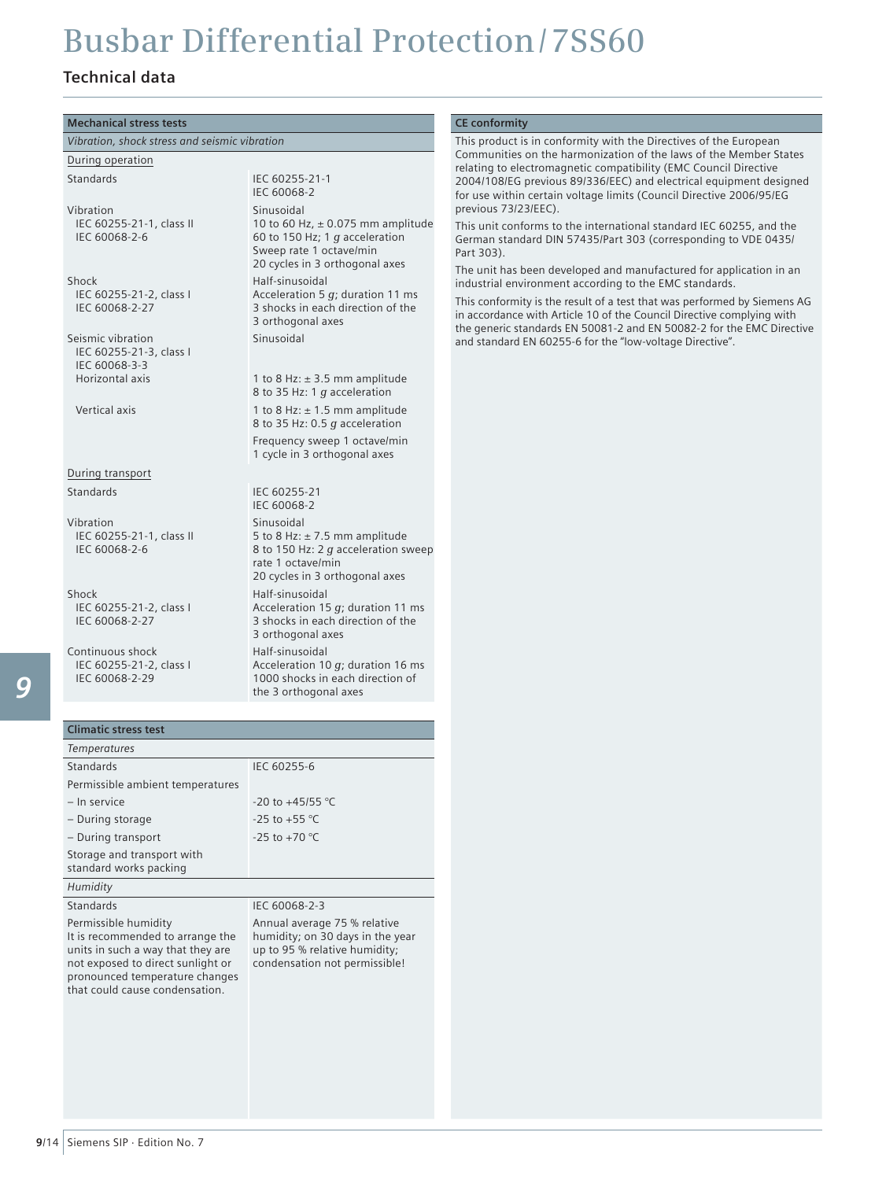# Busbar Differential Protection / 7SS60

## Technical data

### Mechanical stress tests

*Vibration, shock stress and seismic vibration*

During operation

| | |
|---|---|
| Standards | IEC 60255-21-1<br>IEC 60068-2 |
| Vibration<br>IEC 60255-21-1, class II<br>IEC 60068-2-6 | Sinusoidal<br>10 to 60 Hz, ± 0.075 mm amplitude<br>60 to 150 Hz; 1 *g* acceleration<br>Sweep rate 1 octave/min<br>20 cycles in 3 orthogonal axes |
| Shock<br>IEC 60255-21-2, class I<br>IEC 60068-2-27 | Half-sinusoidal<br>Acceleration 5 *g*; duration 11 ms<br>3 shocks in each direction of the 3 orthogonal axes |
| Seismic vibration<br>IEC 60255-21-3, class I<br>IEC 60068-3-3 | Sinusoidal |
| Horizontal axis | 1 to 8 Hz: ± 3.5 mm amplitude<br>8 to 35 Hz: 1 *g* acceleration |
| Vertical axis | 1 to 8 Hz: ± 1.5 mm amplitude<br>8 to 35 Hz: 0.5 *g* acceleration<br>Frequency sweep 1 octave/min<br>1 cycle in 3 orthogonal axes |

During transport

| | |
|---|---|
| Standards | IEC 60255-21<br>IEC 60068-2 |
| Vibration<br>IEC 60255-21-1, class II<br>IEC 60068-2-6 | Sinusoidal<br>5 to 8 Hz: ± 7.5 mm amplitude<br>8 to 150 Hz: 2 *g* acceleration sweep rate 1 octave/min<br>20 cycles in 3 orthogonal axes |
| Shock<br>IEC 60255-21-2, class I<br>IEC 60068-2-27 | Half-sinusoidal<br>Acceleration 15 *g*; duration 11 ms<br>3 shocks in each direction of the 3 orthogonal axes |
| Continuous shock<br>IEC 60255-21-2, class I<br>IEC 60068-2-29 | Half-sinusoidal<br>Acceleration 10 *g*; duration 16 ms<br>1000 shocks in each direction of the 3 orthogonal axes |

### Climatic stress test

*Temperatures*

| | |
|---|---|
| Standards | IEC 60255-6 |
| Permissible ambient temperatures | |
| – In service | -20 to +45/55 °C |
| – During storage | -25 to +55 °C |
| – During transport | -25 to +70 °C |
| Storage and transport with standard works packing | |

*Humidity*

| | |
|---|---|
| Standards | IEC 60068-2-3 |
| Permissible humidity<br>It is recommended to arrange the units in such a way that they are not exposed to direct sunlight or pronounced temperature changes that could cause condensation. | Annual average 75 % relative humidity; on 30 days in the year up to 95 % relative humidity; condensation not permissible! |

### CE conformity

This product is in conformity with the Directives of the European Communities on the harmonization of the laws of the Member States relating to electromagnetic compatibility (EMC Council Directive 2004/108/EG previous 89/336/EEC) and electrical equipment designed for use within certain voltage limits (Council Directive 2006/95/EG previous 73/23/EEC).

This unit conforms to the international standard IEC 60255, and the German standard DIN 57435/Part 303 (corresponding to VDE 0435/ Part 303).

The unit has been developed and manufactured for application in an industrial environment according to the EMC standards.

This conformity is the result of a test that was performed by Siemens AG in accordance with Article 10 of the Council Directive complying with the generic standards EN 50081-2 and EN 50082-2 for the EMC Directive and standard EN 60255-6 for the "low-voltage Directive".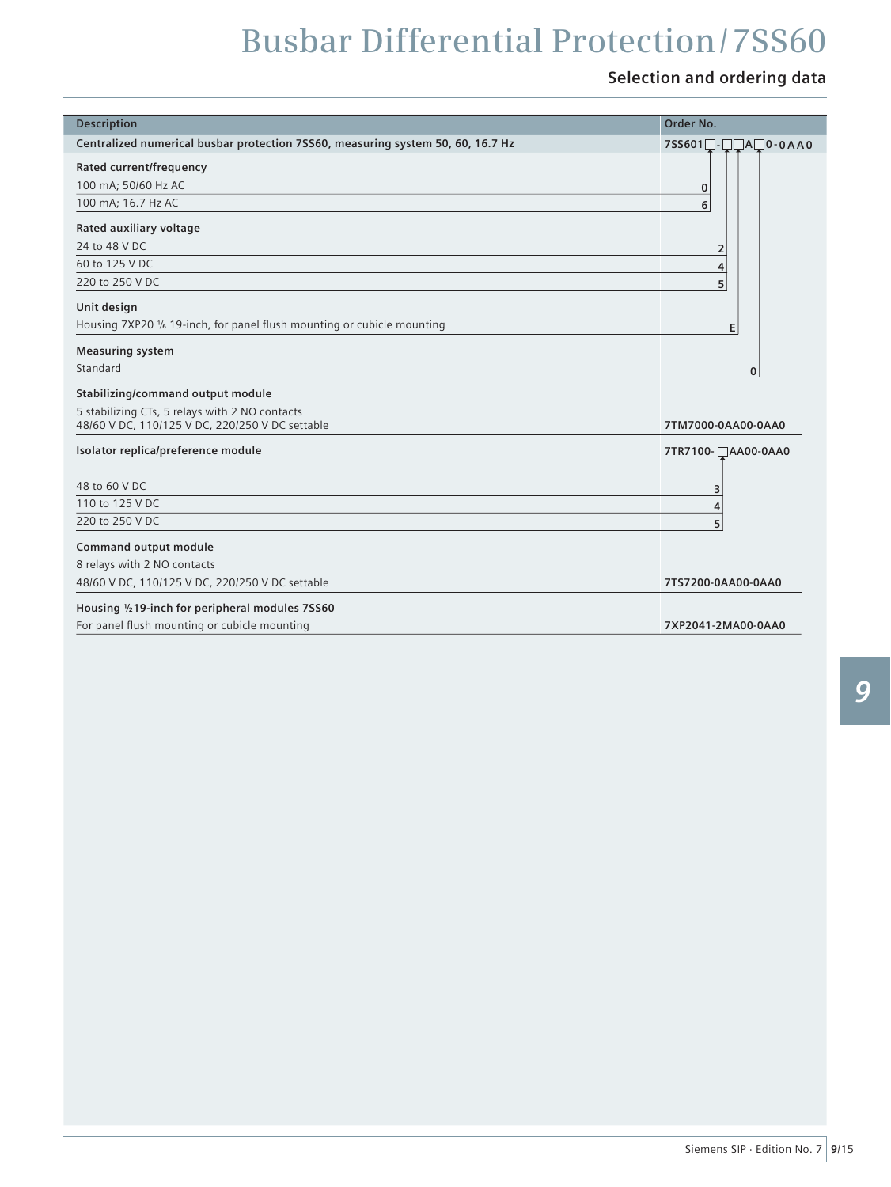## Selection and ordering data

| Description | Order No. |
|---|---|
| **Centralized numerical busbar protection 7SS60, measuring system 50, 60, 16.7 Hz** | **7SS601□-□□A□0-0AA0** |
| **Rated current/frequency** | |
| 100 mA; 50/60 Hz AC | 0 |
| 100 mA; 16.7 Hz AC | 6 |
| **Rated auxiliary voltage** | |
| 24 to 48 V DC | 2 |
| 60 to 125 V DC | 4 |
| 220 to 250 V DC | 5 |
| **Unit design** | |
| Housing 7XP20 ⅙ 19-inch, for panel flush mounting or cubicle mounting | E |
| **Measuring system** | |
| Standard | 0 |
| **Stabilizing/command output module** | |
| 5 stabilizing CTs, 5 relays with 2 NO contacts<br>48/60 V DC, 110/125 V DC, 220/250 V DC settable | **7TM7000-0AA00-0AA0** |
| **Isolator replica/preference module** | **7TR7100-□AA00-0AA0** |
| 48 to 60 V DC | 3 |
| 110 to 125 V DC | 4 |
| 220 to 250 V DC | 5 |
| **Command output module** | |
| 8 relays with 2 NO contacts | |
| 48/60 V DC, 110/125 V DC, 220/250 V DC settable | **7TS7200-0AA00-0AA0** |
| **Housing ½19-inch for peripheral modules 7SS60** | |
| For panel flush mounting or cubicle mounting | **7XP2041-2MA00-0AA0** |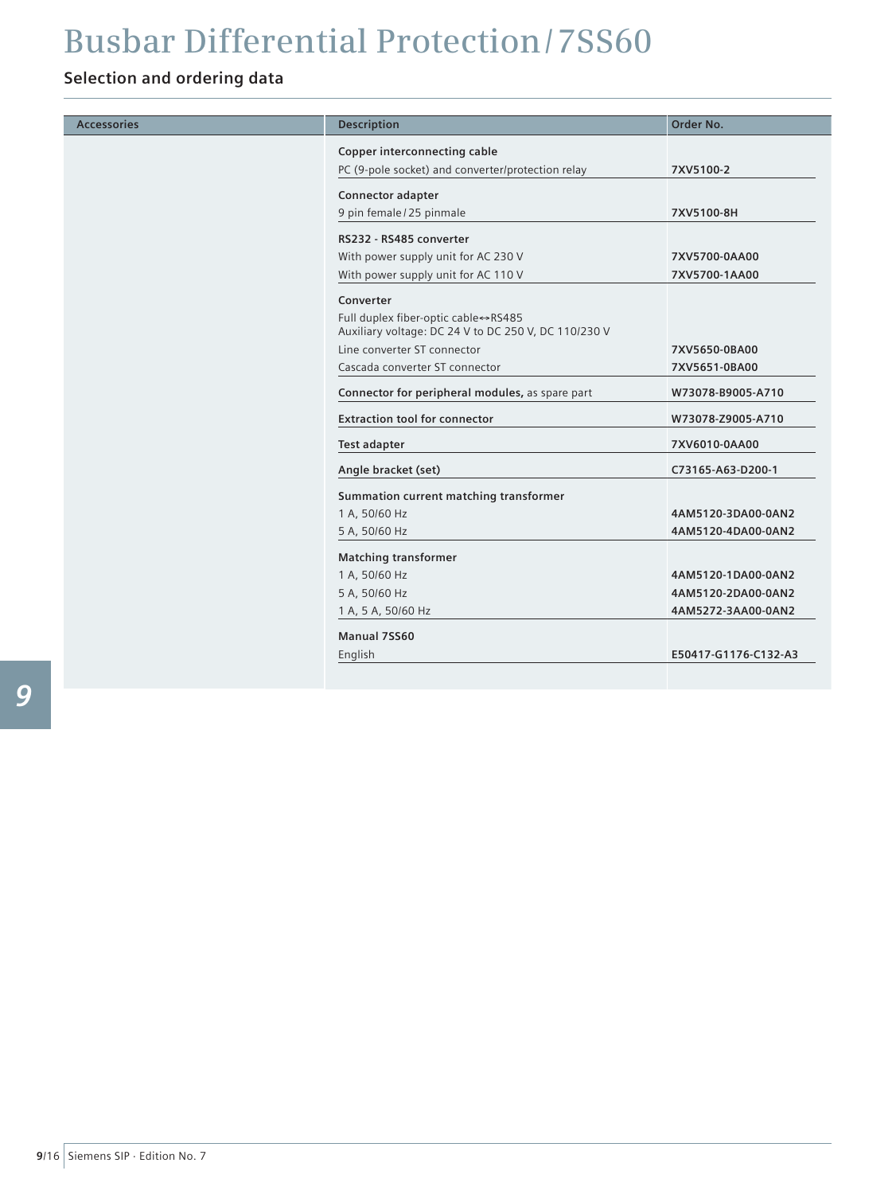# Busbar Differential Protection / 7SS60

## Selection and ordering data

| Accessories | Description | Order No. |
|---|---|---|
| | **Copper interconnecting cable** | |
| | PC (9-pole socket) and converter/protection relay | **7XV5100-2** |
| | **Connector adapter** | |
| | 9 pin female / 25 pinmale | **7XV5100-8H** |
| | **RS232 - RS485 converter** | |
| | With power supply unit for AC 230 V | **7XV5700-0AA00** |
| | With power supply unit for AC 110 V | **7XV5700-1AA00** |
| | **Converter** | |
| | Full duplex fiber-optic cable↔RS485<br>Auxiliary voltage: DC 24 V to DC 250 V, DC 110/230 V | |
| | Line converter ST connector | **7XV5650-0BA00** |
| | Cascada converter ST connector | **7XV5651-0BA00** |
| | **Connector for peripheral modules,** as spare part | **W73078-B9005-A710** |
| | **Extraction tool for connector** | **W73078-Z9005-A710** |
| | **Test adapter** | **7XV6010-0AA00** |
| | **Angle bracket (set)** | **C73165-A63-D200-1** |
| | **Summation current matching transformer** | |
| | 1 A, 50/60 Hz | **4AM5120-3DA00-0AN2** |
| | 5 A, 50/60 Hz | **4AM5120-4DA00-0AN2** |
| | **Matching transformer** | |
| | 1 A, 50/60 Hz | **4AM5120-1DA00-0AN2** |
| | 5 A, 50/60 Hz | **4AM5120-2DA00-0AN2** |
| | 1 A, 5 A, 50/60 Hz | **4AM5272-3AA00-0AN2** |
| | **Manual 7SS60** | |
| | English | **E50417-G1176-C132-A3** |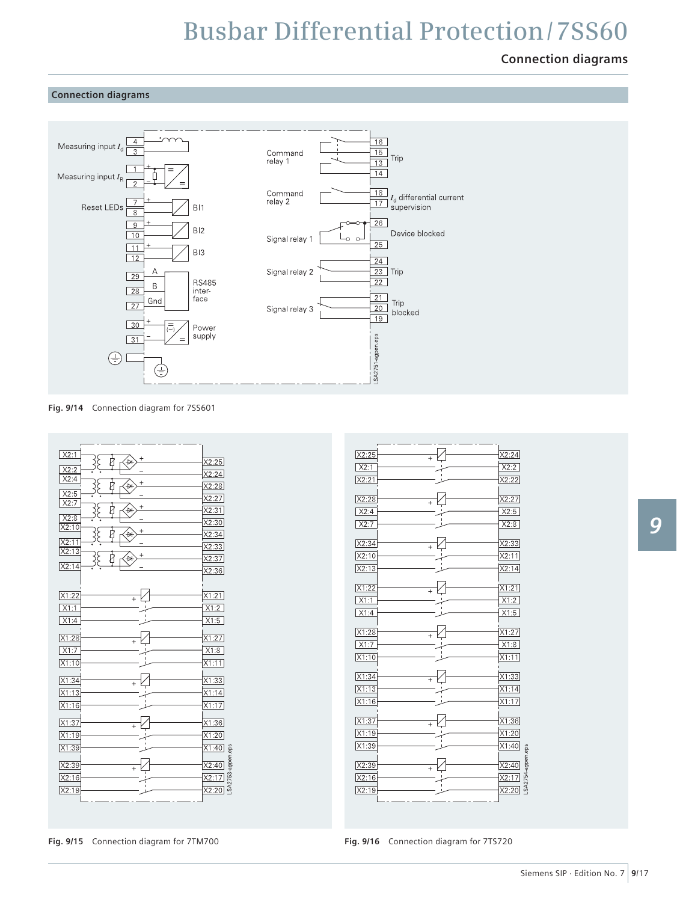## Connection diagrams

Measuring input $I_d$ 4 3

Measuring input $I_R$ 1 2

Reset LEDs 7 8 BI1

9 10 BI2

11 12 BI3

29 A, 28 B, 27 Gnd RS485 interface

30 31 Power supply

Command relay 1: 16 15 13 14 Trip

Command relay 2: 18 17 $I_d$ differential current supervision

Signal relay 1: 26 25 Device blocked

Signal relay 2: 24 23 22 Trip

Signal relay 3: 21 20 19 Trip blocked

LSA2751-agpen.eps

Fig. 9/14 Connection diagram for 7SS601

X2:1 X2:2 X2:4 X2:5 X2:7 X2:8 X2:10 X2:11 X2:13 X2:14

X2:25 X2:24 X2:28 X2:27 X2:31 X2:30 X2:34 X2:33 X2:37 X2:36

X1:22 X1:1 X1:4 — X1:21 X1:2 X1:5

X1:28 X1:7 X1:10 — X1:27 X1:8 X1:11

X1:34 X1:13 X1:16 — X1:33 X1:14 X1:17

X1:37 X1:19 X1:39 — X1:36 X1:20 X1:40

X2:39 X2:16 X2:19 — X2:40 X2:17 X2:20

LSA2753-agpen.eps

Fig. 9/15 Connection diagram for 7TM700

X2:25 X2:1 X2:21 — X2:24 X2:2 X2:22

X2:28 X2:4 X2:7 — X2:27 X2:5 X2:8

X2:34 X2:10 X2:13 — X2:33 X2:11 X2:14

X1:22 X1:1 X1:4 — X1:21 X1:2 X1:5

X1:28 X1:7 X1:10 — X1:27 X1:8 X1:11

X1:34 X1:13 X1:16 — X1:33 X1:14 X1:17

X1:37 X1:19 X1:39 — X1:36 X1:20 X1:40

X2:39 X2:16 X2:19 — X2:40 X2:17 X2:20

LSA2754-agpen.eps

Fig. 9/16 Connection diagram for 7TS720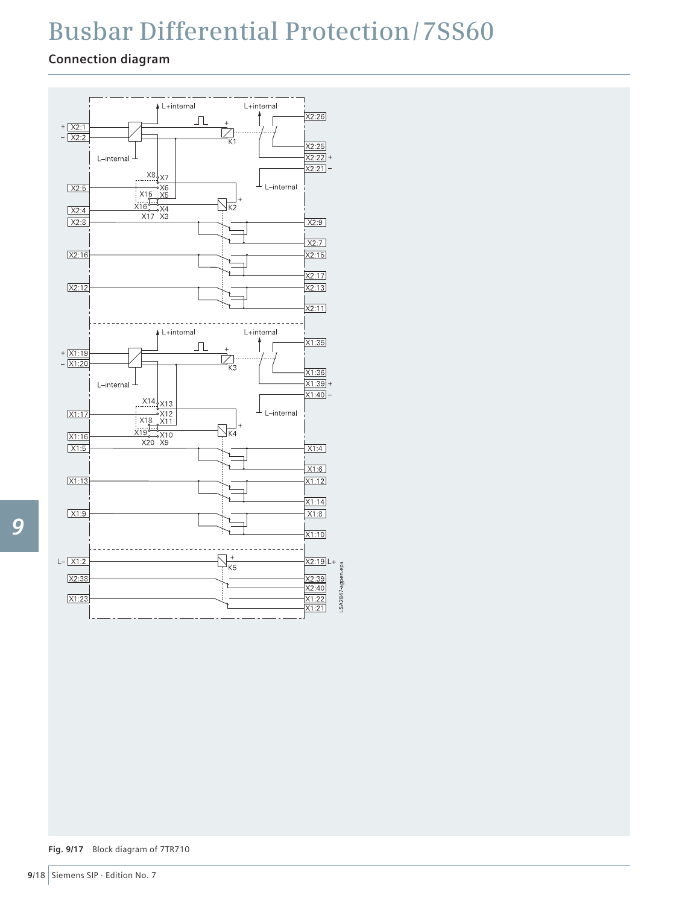# Busbar Differential Protection / 7SS60

## Connection diagram

**Fig. 9/17** Block diagram of 7TR710